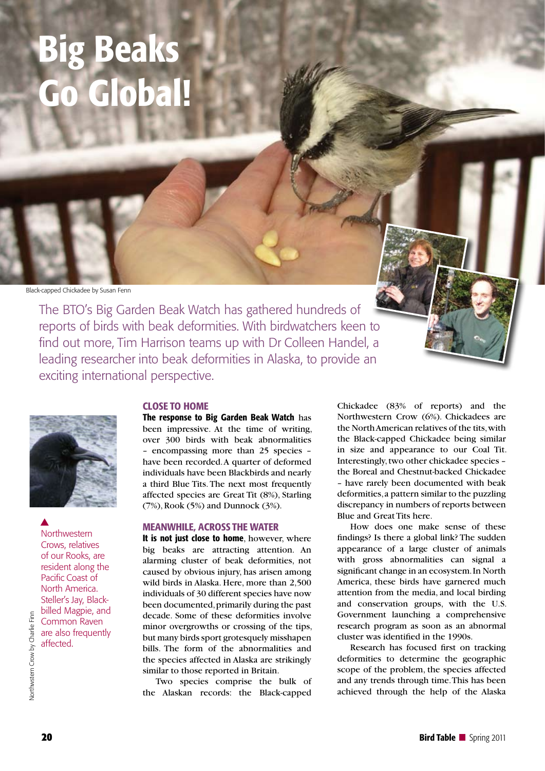# Big Beaks Go Global!

Black-capped Chickadee by Susan Fenn

The BTO's Big Garden Beak Watch has gathered hundreds of reports of birds with beak deformities. With birdwatchers keen to find out more, Tim Harrison teams up with Dr Colleen Handel, a leading researcher into beak deformities in Alaska, to provide an exciting international perspective.

Northwestern Crows, relatives of our Rooks, are resident along the Pacific Coast of North America. Steller's Jay, Black-billed Magpie, and Common Raven are also frequently affected.

Northwestern Crow by Charlie Finn

## CLOSE TO HOME

**The response to Big Garden Beak Watch** has been impressive. At the time of writing, over 300 birds with beak abnormalities – encompassing more than 25 species – have been recorded. A quarter of deformed individuals have been Blackbirds and nearly a third Blue Tits. The next most frequently affected species are Great Tit (8%), Starling (7%), Rook (5%) and Dunnock (3%).

## MEANWHILE, ACROSS THE WATER

**It is not just close to home**, however, where big beaks are attracting attention. An alarming cluster of beak deformities, not caused by obvious injury, has arisen among wild birds in Alaska. Here, more than 2,500 individuals of 30 different species have now been documented, primarily during the past decade. Some of these deformities involve minor overgrowths or crossing of the tips, but many birds sport grotesquely misshapen bills. The form of the abnormalities and the species affected in Alaska are strikingly similar to those reported in Britain.

Two species comprise the bulk of the Alaskan records: the Black-capped Chickadee (83% of reports) and the Northwestern Crow (6%). Chickadees are the North American relatives of the tits, with the Black-capped Chickadee being similar in size and appearance to our Coal Tit. Interestingly, two other chickadee species – the Boreal and Chestnut-backed Chickadee – have rarely been documented with beak deformities, a pattern similar to the puzzling discrepancy in numbers of reports between Blue and Great Tits here.

How does one make sense of these findings? Is there a global link? The sudden appearance of a large cluster of animals with gross abnormalities can signal a significant change in an ecosystem. In North America, these birds have garnered much attention from the media, and local birding and conservation groups, with the U.S. Government launching a comprehensive research program as soon as an abnormal cluster was identified in the 1990s.

Research has focused first on tracking deformities to determine the geographic scope of the problem, the species affected and any trends through time. This has been achieved through the help of the Alaska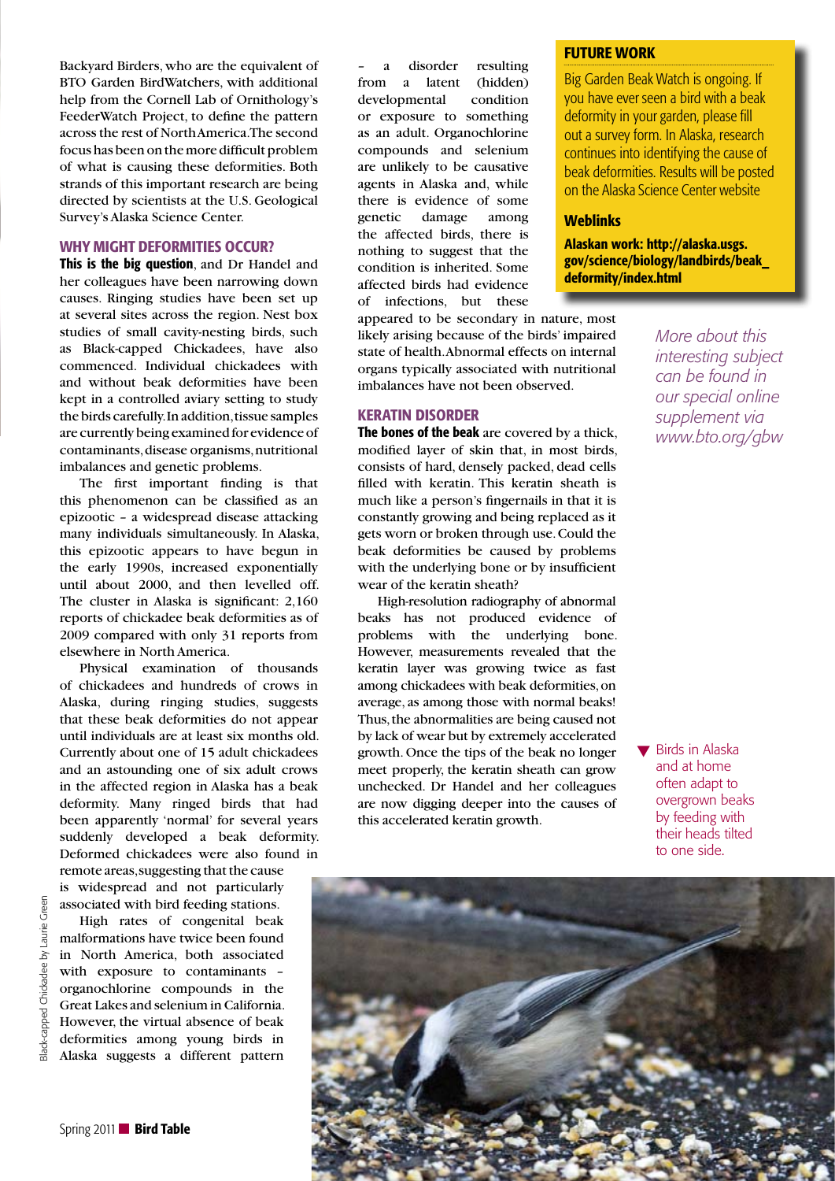Backyard Birders, who are the equivalent of BTO Garden BirdWatchers, with additional help from the Cornell Lab of Ornithology's FeederWatch Project, to define the pattern across the rest of North America. The second focus has been on the more difficult problem of what is causing these deformities. Both strands of this important research are being directed by scientists at the U.S. Geological Survey's Alaska Science Center.

## WHY MIGHT DEFORMITIES OCCUR?

**This is the big question**, and Dr Handel and her colleagues have been narrowing down causes. Ringing studies have been set up at several sites across the region. Nest box studies of small cavity-nesting birds, such as Black-capped Chickadees, have also commenced. Individual chickadees with and without beak deformities have been kept in a controlled aviary setting to study the birds carefully. In addition, tissue samples are currently being examined for evidence of contaminants, disease organisms, nutritional imbalances and genetic problems.

The first important finding is that this phenomenon can be classified as an epizootic – a widespread disease attacking many individuals simultaneously. In Alaska, this epizootic appears to have begun in the early 1990s, increased exponentially until about 2000, and then levelled off. The cluster in Alaska is significant: 2,160 reports of chickadee beak deformities as of 2009 compared with only 31 reports from elsewhere in North America.

Physical examination of thousands of chickadees and hundreds of crows in Alaska, during ringing studies, suggests that these beak deformities do not appear until individuals are at least six months old. Currently about one of 15 adult chickadees and an astounding one of six adult crows in the affected region in Alaska has a beak deformity. Many ringed birds that had been apparently 'normal' for several years suddenly developed a beak deformity. Deformed chickadees were also found in remote areas, suggesting that the cause is widespread and not particularly associated with bird feeding stations.

High rates of congenital beak malformations have twice been found in North America, both associated with exposure to contaminants – organochlorine compounds in the Great Lakes and selenium in California. However, the virtual absence of beak deformities among young birds in Alaska suggests a different pattern – a disorder resulting from a latent (hidden) developmental condition or exposure to something as an adult. Organochlorine compounds and selenium are unlikely to be causative agents in Alaska and, while there is evidence of some genetic damage among the affected birds, there is nothing to suggest that the condition is inherited. Some affected birds had evidence of infections, but these appeared to be secondary in nature, most likely arising because of the birds' impaired state of health. Abnormal effects on internal organs typically associated with nutritional imbalances have not been observed.

## KERATIN DISORDER

**The bones of the beak** are covered by a thick, modified layer of skin that, in most birds, consists of hard, densely packed, dead cells filled with keratin. This keratin sheath is much like a person's fingernails in that it is constantly growing and being replaced as it gets worn or broken through use. Could the beak deformities be caused by problems with the underlying bone or by insufficient wear of the keratin sheath?

High-resolution radiography of abnormal beaks has not produced evidence of problems with the underlying bone. However, measurements revealed that the keratin layer was growing twice as fast among chickadees with beak deformities, on average, as among those with normal beaks! Thus, the abnormalities are being caused not by lack of wear but by extremely accelerated growth. Once the tips of the beak no longer meet properly, the keratin sheath can grow unchecked. Dr Handel and her colleagues are now digging deeper into the causes of this accelerated keratin growth.

## FUTURE WORK

Big Garden Beak Watch is ongoing. If you have ever seen a bird with a beak deformity in your garden, please fill out a survey form. In Alaska, research continues into identifying the cause of beak deformities. Results will be posted on the Alaska Science Center website

### Weblinks

**Alaskan work: http://alaska.usgs.gov/science/biology/landbirds/beak_deformity/index.html**

*More about this interesting subject can be found in our special online supplement via www.bto.org/gbw*

▼ Birds in Alaska and at home often adapt to overgrown beaks by feeding with their heads tilted to one side.

Black-capped Chickadee by Laurie Green